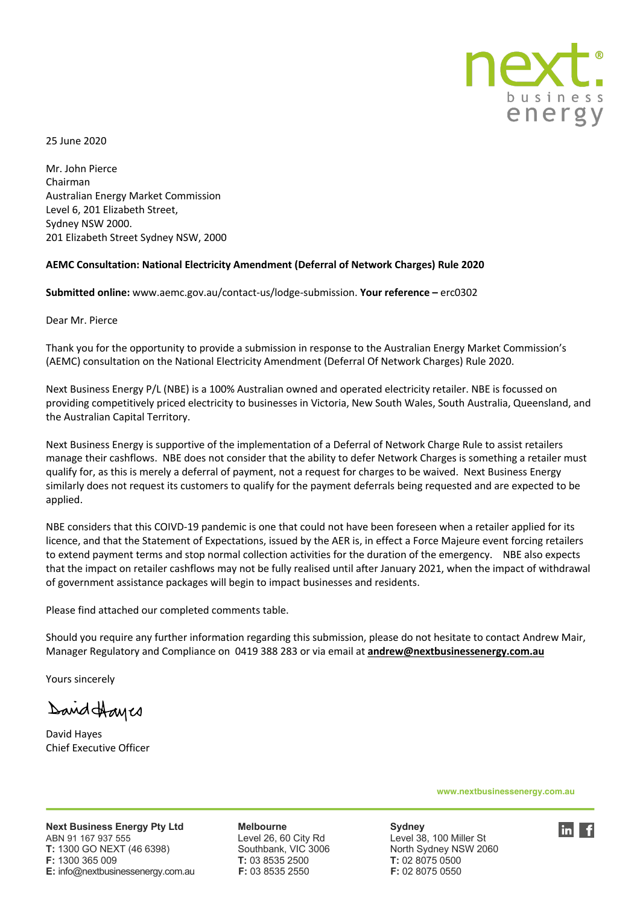25 June 2020

Mr. John Pierce
Chairman
Australian Energy Market Commission
Level 6, 201 Elizabeth Street,
Sydney NSW 2000.
201 Elizabeth Street Sydney NSW, 2000

**AEMC Consultation: National Electricity Amendment (Deferral of Network Charges) Rule 2020**

**Submitted online:** www.aemc.gov.au/contact-us/lodge-submission. **Your reference –** erc0302

Dear Mr. Pierce

Thank you for the opportunity to provide a submission in response to the Australian Energy Market Commission's (AEMC) consultation on the National Electricity Amendment (Deferral Of Network Charges) Rule 2020.

Next Business Energy P/L (NBE) is a 100% Australian owned and operated electricity retailer. NBE is focussed on providing competitively priced electricity to businesses in Victoria, New South Wales, South Australia, Queensland, and the Australian Capital Territory.

Next Business Energy is supportive of the implementation of a Deferral of Network Charge Rule to assist retailers manage their cashflows. NBE does not consider that the ability to defer Network Charges is something a retailer must qualify for, as this is merely a deferral of payment, not a request for charges to be waived. Next Business Energy similarly does not request its customers to qualify for the payment deferrals being requested and are expected to be applied.

NBE considers that this COIVD-19 pandemic is one that could not have been foreseen when a retailer applied for its licence, and that the Statement of Expectations, issued by the AER is, in effect a Force Majeure event forcing retailers to extend payment terms and stop normal collection activities for the duration of the emergency. NBE also expects that the impact on retailer cashflows may not be fully realised until after January 2021, when the impact of withdrawal of government assistance packages will begin to impact businesses and residents.

Please find attached our completed comments table.

Should you require any further information regarding this submission, please do not hesitate to contact Andrew Mair, Manager Regulatory and Compliance on 0419 388 283 or via email at **andrew@nextbusinessenergy.com.au**

Yours sincerely

David Hayes
Chief Executive Officer

www.nextbusinessenergy.com.au

**Next Business Energy Pty Ltd**
ABN 91 167 937 555
**T:** 1300 GO NEXT (46 6398)
**F:** 1300 365 009
**E:** info@nextbusinessenergy.com.au

**Melbourne**
Level 26, 60 City Rd
Southbank, VIC 3006
**T:** 03 8535 2500
**F:** 03 8535 2550

**Sydney**
Level 38, 100 Miller St
North Sydney NSW 2060
**T:** 02 8075 0500
**F:** 02 8075 0550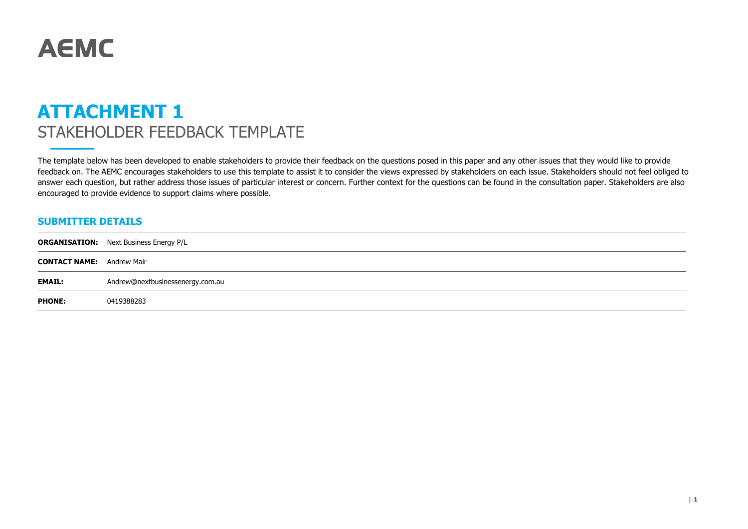AEMC

# ATTACHMENT 1

STAKEHOLDER FEEDBACK TEMPLATE

The template below has been developed to enable stakeholders to provide their feedback on the questions posed in this paper and any other issues that they would like to provide feedback on. The AEMC encourages stakeholders to use this template to assist it to consider the views expressed by stakeholders on each issue. Stakeholders should not feel obliged to answer each question, but rather address those issues of particular interest or concern. Further context for the questions can be found in the consultation paper. Stakeholders are also encouraged to provide evidence to support claims where possible.

## SUBMITTER DETAILS

| | |
|---|---|
| **ORGANISATION:** | Next Business Energy P/L |
| **CONTACT NAME:** | Andrew Mair |
| **EMAIL:** | Andrew@nextbusinessenergy.com.au |
| **PHONE:** | 0419388283 |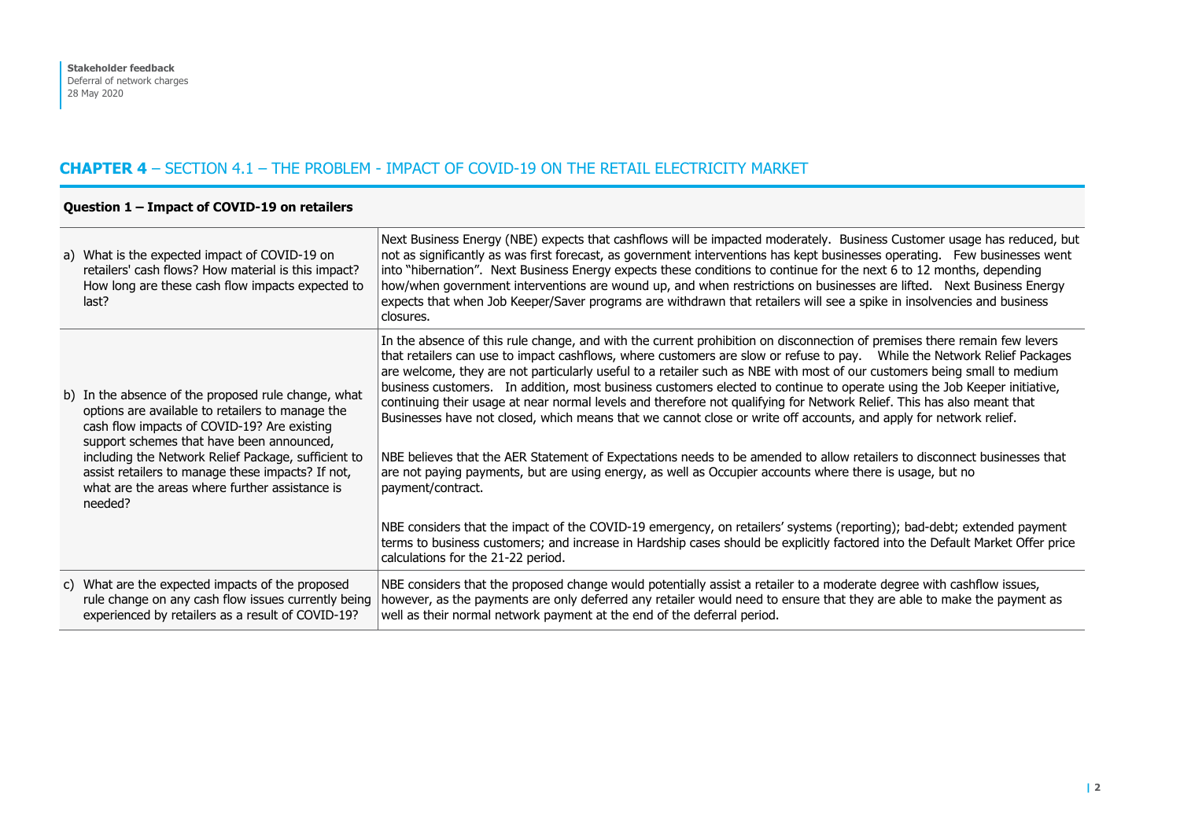## **CHAPTER 4** – SECTION 4.1 – THE PROBLEM - IMPACT OF COVID-19 ON THE RETAIL ELECTRICITY MARKET

**Question 1 – Impact of COVID-19 on retailers**

| Question | Response |
|---|---|
| a) What is the expected impact of COVID-19 on retailers' cash flows? How material is this impact? How long are these cash flow impacts expected to last? | Next Business Energy (NBE) expects that cashflows will be impacted moderately. Business Customer usage has reduced, but not as significantly as was first forecast, as government interventions has kept businesses operating. Few businesses went into "hibernation". Next Business Energy expects these conditions to continue for the next 6 to 12 months, depending how/when government interventions are wound up, and when restrictions on businesses are lifted. Next Business Energy expects that when Job Keeper/Saver programs are withdrawn that retailers will see a spike in insolvencies and business closures. |
| b) In the absence of the proposed rule change, what options are available to retailers to manage the cash flow impacts of COVID-19? Are existing support schemes that have been announced, including the Network Relief Package, sufficient to assist retailers to manage these impacts? If not, what are the areas where further assistance is needed? | In the absence of this rule change, and with the current prohibition on disconnection of premises there remain few levers that retailers can use to impact cashflows, where customers are slow or refuse to pay. While the Network Relief Packages are welcome, they are not particularly useful to a retailer such as NBE with most of our customers being small to medium business customers. In addition, most business customers elected to continue to operate using the Job Keeper initiative, continuing their usage at near normal levels and therefore not qualifying for Network Relief. This has also meant that Businesses have not closed, which means that we cannot close or write off accounts, and apply for network relief.<br><br>NBE believes that the AER Statement of Expectations needs to be amended to allow retailers to disconnect businesses that are not paying payments, but are using energy, as well as Occupier accounts where there is usage, but no payment/contract.<br><br>NBE considers that the impact of the COVID-19 emergency, on retailers' systems (reporting); bad-debt; extended payment terms to business customers; and increase in Hardship cases should be explicitly factored into the Default Market Offer price calculations for the 21-22 period. |
| c) What are the expected impacts of the proposed rule change on any cash flow issues currently being experienced by retailers as a result of COVID-19? | NBE considers that the proposed change would potentially assist a retailer to a moderate degree with cashflow issues, however, as the payments are only deferred any retailer would need to ensure that they are able to make the payment as well as their normal network payment at the end of the deferral period. |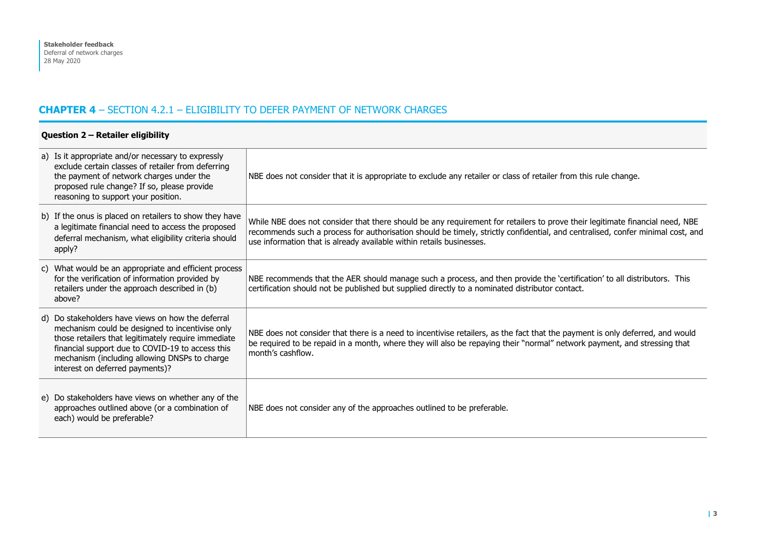## **CHAPTER 4** – SECTION 4.2.1 – ELIGIBILITY TO DEFER PAYMENT OF NETWORK CHARGES

| **Question 2 – Retailer eligibility** | |
|---|---|
| a) Is it appropriate and/or necessary to expressly exclude certain classes of retailer from deferring the payment of network charges under the proposed rule change? If so, please provide reasoning to support your position. | NBE does not consider that it is appropriate to exclude any retailer or class of retailer from this rule change. |
| b) If the onus is placed on retailers to show they have a legitimate financial need to access the proposed deferral mechanism, what eligibility criteria should apply? | While NBE does not consider that there should be any requirement for retailers to prove their legitimate financial need, NBE recommends such a process for authorisation should be timely, strictly confidential, and centralised, confer minimal cost, and use information that is already available within retails businesses. |
| c) What would be an appropriate and efficient process for the verification of information provided by retailers under the approach described in (b) above? | NBE recommends that the AER should manage such a process, and then provide the 'certification' to all distributors. This certification should not be published but supplied directly to a nominated distributor contact. |
| d) Do stakeholders have views on how the deferral mechanism could be designed to incentivise only those retailers that legitimately require immediate financial support due to COVID-19 to access this mechanism (including allowing DNSPs to charge interest on deferred payments)? | NBE does not consider that there is a need to incentivise retailers, as the fact that the payment is only deferred, and would be required to be repaid in a month, where they will also be repaying their "normal" network payment, and stressing that month's cashflow. |
| e) Do stakeholders have views on whether any of the approaches outlined above (or a combination of each) would be preferable? | NBE does not consider any of the approaches outlined to be preferable. |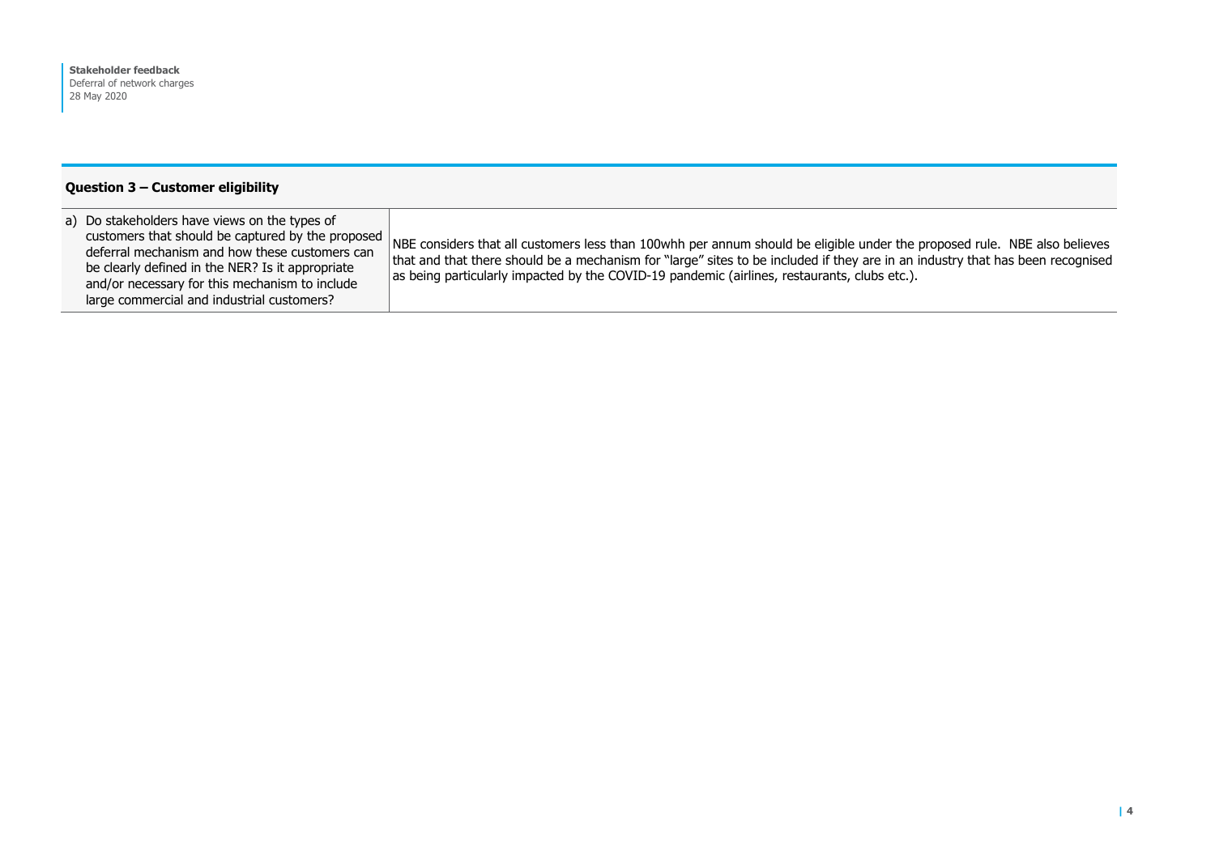| Question 3 – Customer eligibility | |
|---|---|
| a) Do stakeholders have views on the types of customers that should be captured by the proposed deferral mechanism and how these customers can be clearly defined in the NER? Is it appropriate and/or necessary for this mechanism to include large commercial and industrial customers? | NBE considers that all customers less than 100whh per annum should be eligible under the proposed rule. NBE also believes that and that there should be a mechanism for "large" sites to be included if they are in an industry that has been recognised as being particularly impacted by the COVID-19 pandemic (airlines, restaurants, clubs etc.). |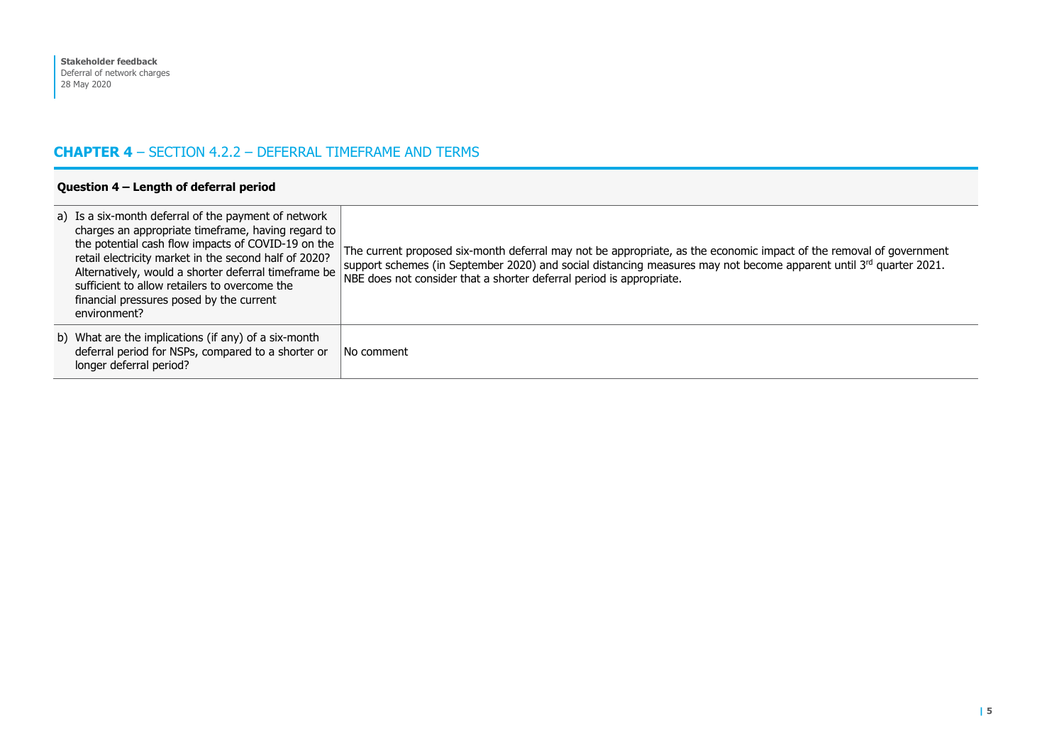## **CHAPTER 4** – SECTION 4.2.2 – DEFERRAL TIMEFRAME AND TERMS

| **Question 4 – Length of deferral period** | |
|---|---|
| a) Is a six-month deferral of the payment of network charges an appropriate timeframe, having regard to the potential cash flow impacts of COVID-19 on the retail electricity market in the second half of 2020? Alternatively, would a shorter deferral timeframe be sufficient to allow retailers to overcome the financial pressures posed by the current environment? | The current proposed six-month deferral may not be appropriate, as the economic impact of the removal of government support schemes (in September 2020) and social distancing measures may not become apparent until 3rd quarter 2021. NBE does not consider that a shorter deferral period is appropriate. |
| b) What are the implications (if any) of a six-month deferral period for NSPs, compared to a shorter or longer deferral period? | No comment |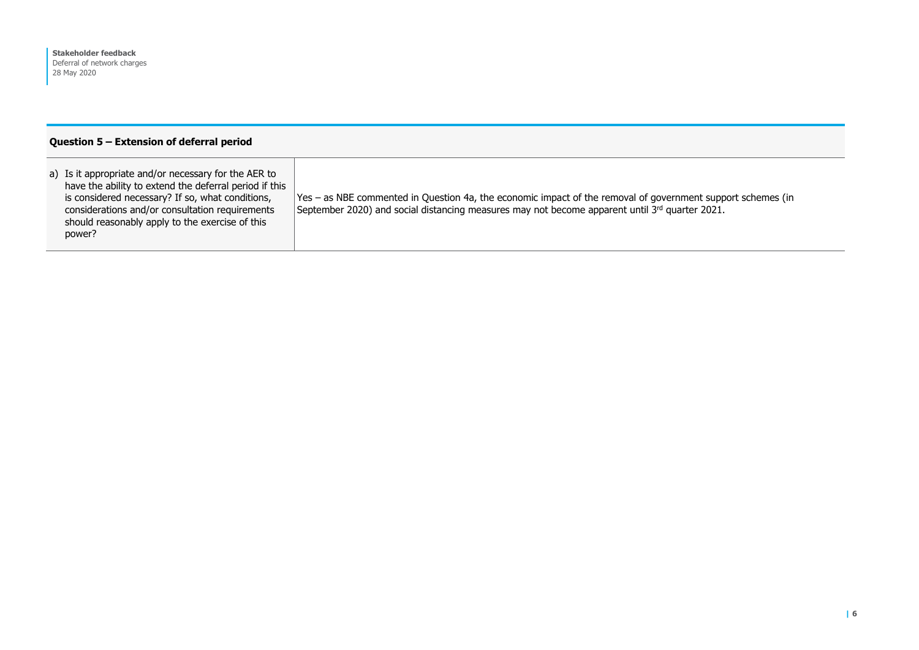## Question 5 – Extension of deferral period

| | |
|---|---|
| a) Is it appropriate and/or necessary for the AER to have the ability to extend the deferral period if this is considered necessary? If so, what conditions, considerations and/or consultation requirements should reasonably apply to the exercise of this power? | Yes – as NBE commented in Question 4a, the economic impact of the removal of government support schemes (in September 2020) and social distancing measures may not become apparent until 3rd quarter 2021. |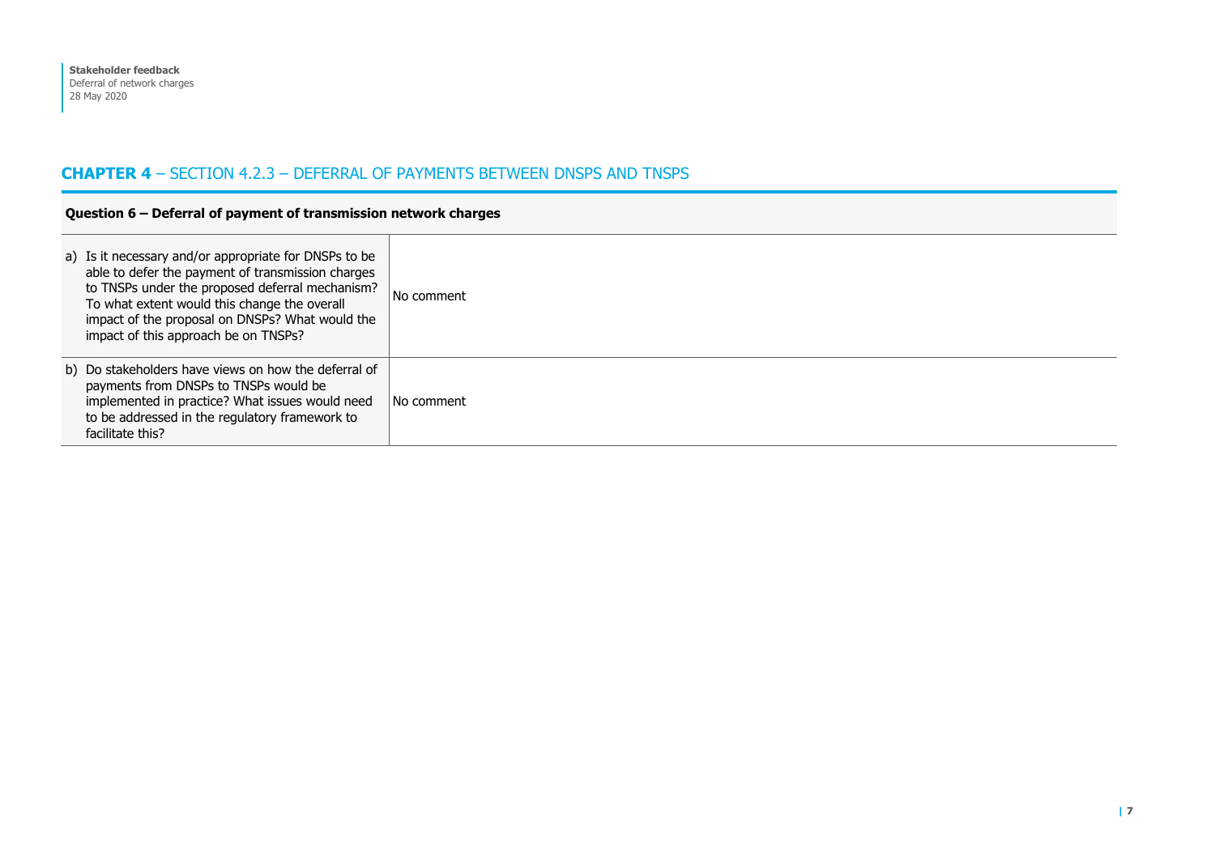## **CHAPTER 4** – SECTION 4.2.3 – DEFERRAL OF PAYMENTS BETWEEN DNSPS AND TNSPS

| **Question 6 – Deferral of payment of transmission network charges** | |
|---|---|
| a) Is it necessary and/or appropriate for DNSPs to be able to defer the payment of transmission charges to TNSPs under the proposed deferral mechanism? To what extent would this change the overall impact of the proposal on DNSPs? What would the impact of this approach be on TNSPs? | No comment |
| b) Do stakeholders have views on how the deferral of payments from DNSPs to TNSPs would be implemented in practice? What issues would need to be addressed in the regulatory framework to facilitate this? | No comment |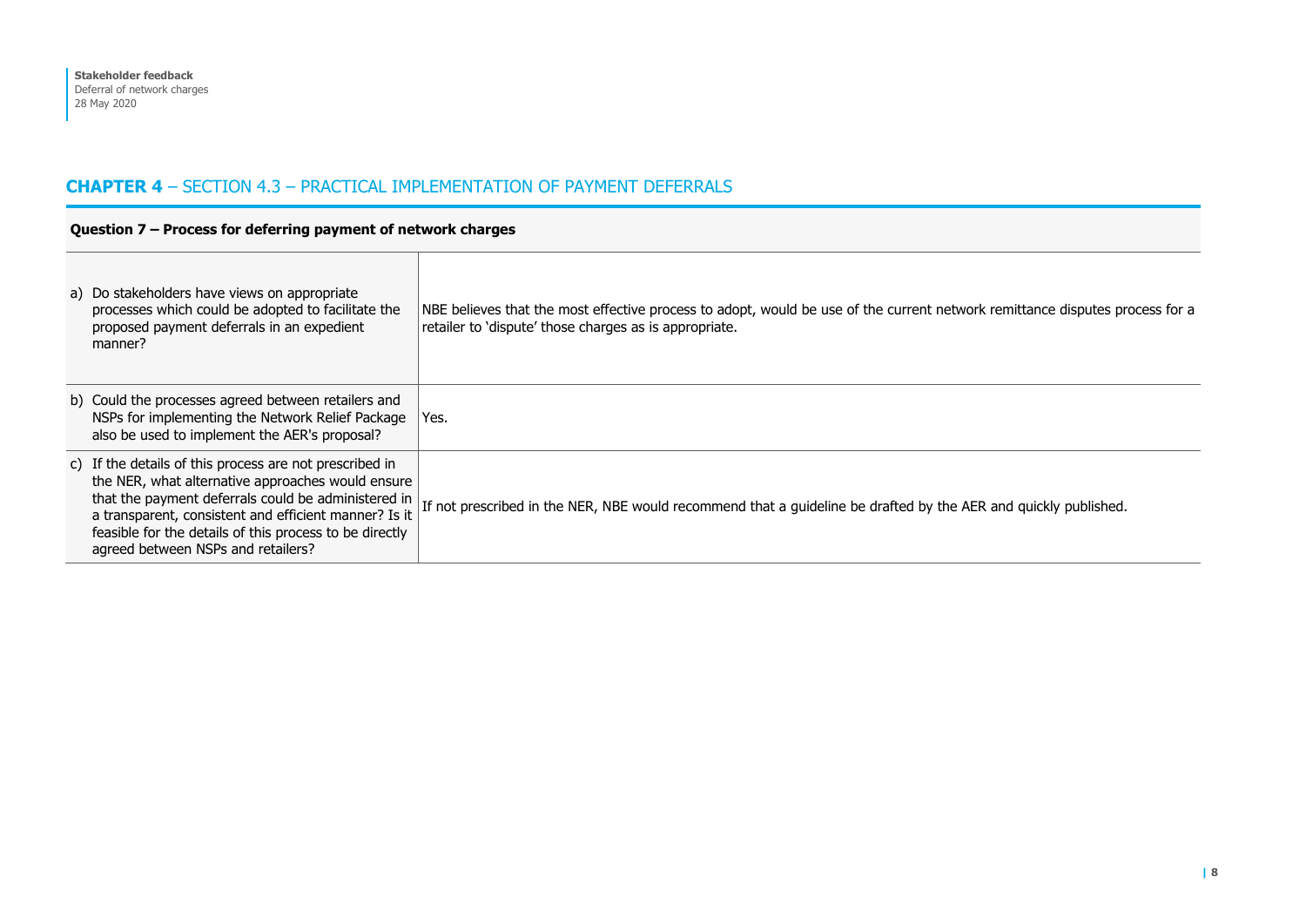## **CHAPTER 4** – SECTION 4.3 – PRACTICAL IMPLEMENTATION OF PAYMENT DEFERRALS

| **Question 7 – Process for deferring payment of network charges** | |
|---|---|
| a) Do stakeholders have views on appropriate processes which could be adopted to facilitate the proposed payment deferrals in an expedient manner? | NBE believes that the most effective process to adopt, would be use of the current network remittance disputes process for a retailer to 'dispute' those charges as is appropriate. |
| b) Could the processes agreed between retailers and NSPs for implementing the Network Relief Package also be used to implement the AER's proposal? | Yes. |
| c) If the details of this process are not prescribed in the NER, what alternative approaches would ensure that the payment deferrals could be administered in a transparent, consistent and efficient manner? Is it feasible for the details of this process to be directly agreed between NSPs and retailers? | If not prescribed in the NER, NBE would recommend that a guideline be drafted by the AER and quickly published. |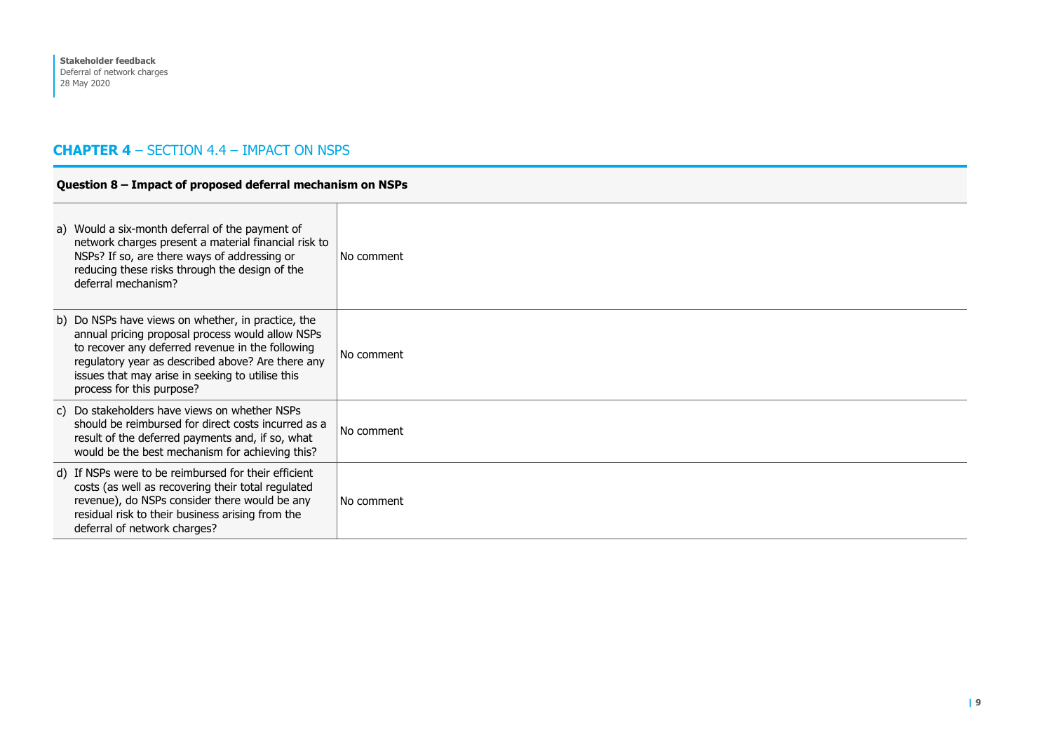## **CHAPTER 4** – SECTION 4.4 – IMPACT ON NSPS

**Question 8 – Impact of proposed deferral mechanism on NSPs**

| | |
|---|---|
| a) Would a six-month deferral of the payment of network charges present a material financial risk to NSPs? If so, are there ways of addressing or reducing these risks through the design of the deferral mechanism? | No comment |
| b) Do NSPs have views on whether, in practice, the annual pricing proposal process would allow NSPs to recover any deferred revenue in the following regulatory year as described above? Are there any issues that may arise in seeking to utilise this process for this purpose? | No comment |
| c) Do stakeholders have views on whether NSPs should be reimbursed for direct costs incurred as a result of the deferred payments and, if so, what would be the best mechanism for achieving this? | No comment |
| d) If NSPs were to be reimbursed for their efficient costs (as well as recovering their total regulated revenue), do NSPs consider there would be any residual risk to their business arising from the deferral of network charges? | No comment |